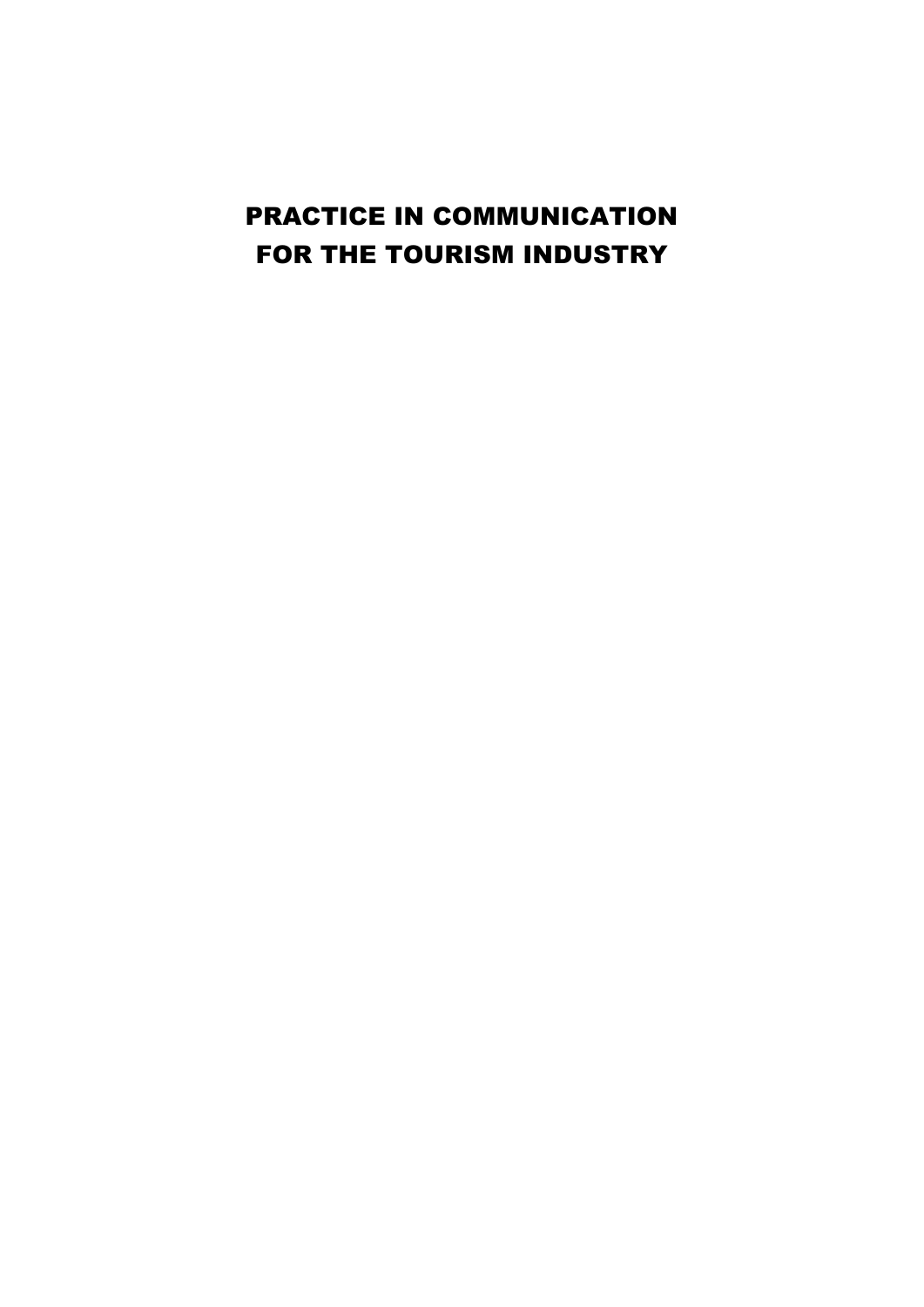# PRACTICE IN COMMUNICATION FOR THE TOURISM INDUSTRY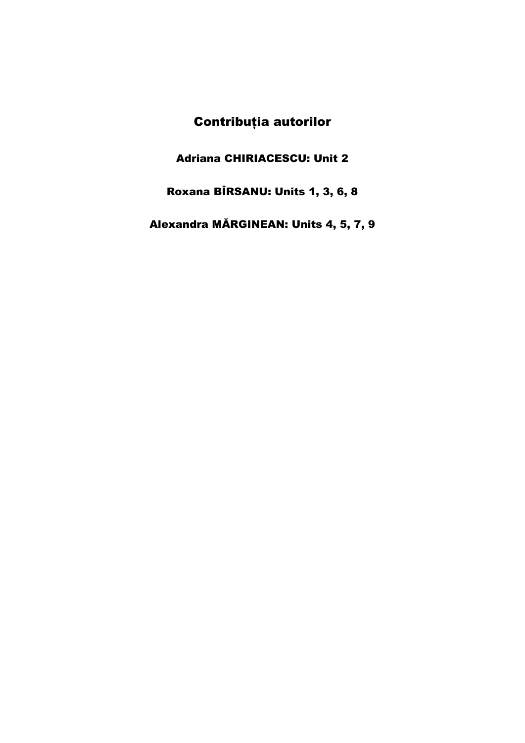# Contribuția autorilor

**Adriana CHIRIACESCU: Unit 2**

**Roxana BÎRSANU: Units 1, 3, 6, 8**

**Alexandra MĂRGINEAN: Units 4, 5, 7, 9**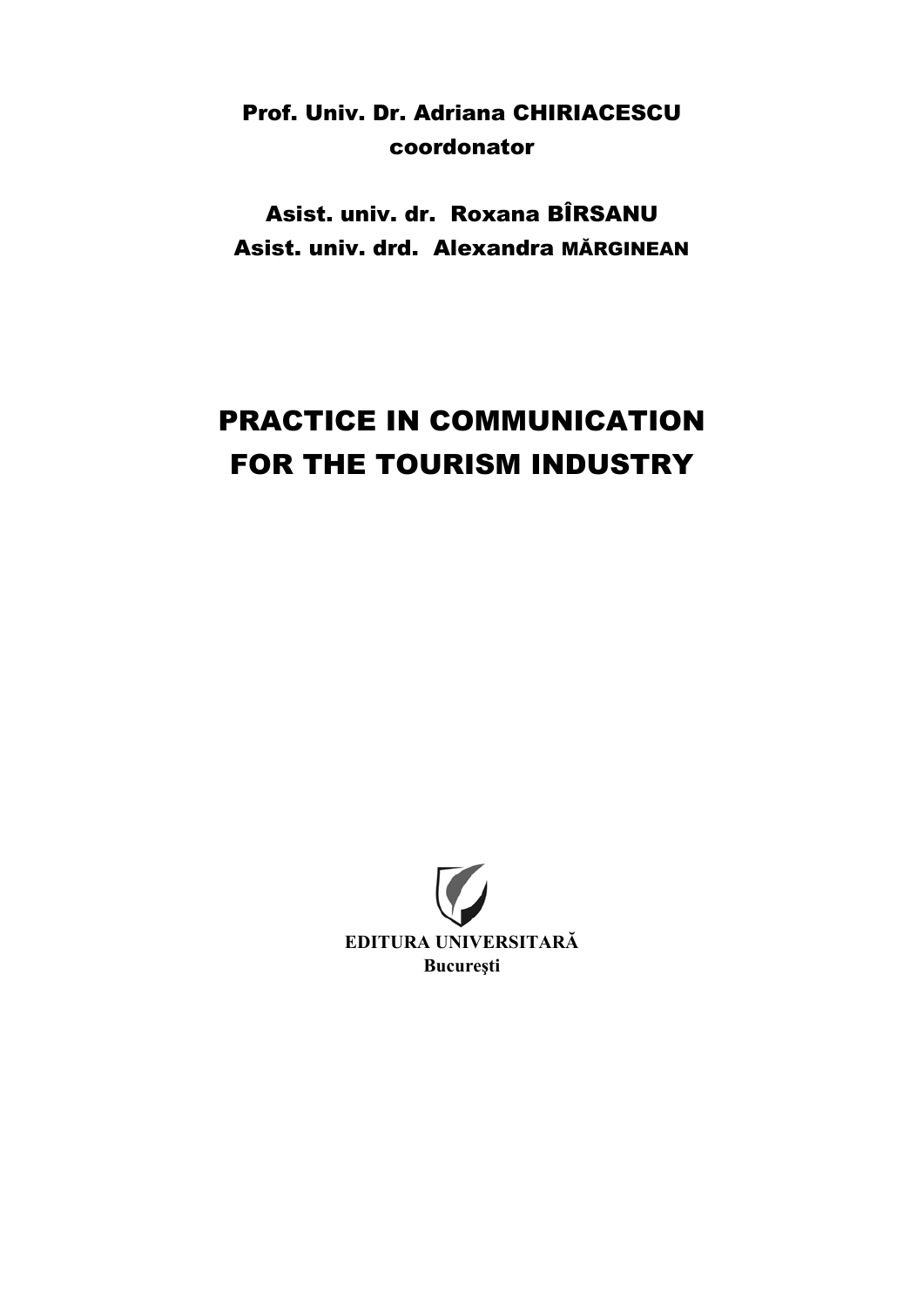**Prof. Univ. Dr. Adriana CHIRIACESCU**
**coordonator**

**Asist. univ. dr. Roxana BÎRSANU**
**Asist. univ. drd. Alexandra MĂRGINEAN**

# PRACTICE IN COMMUNICATION FOR THE TOURISM INDUSTRY

**EDITURA UNIVERSITARĂ**
**Bucureşti**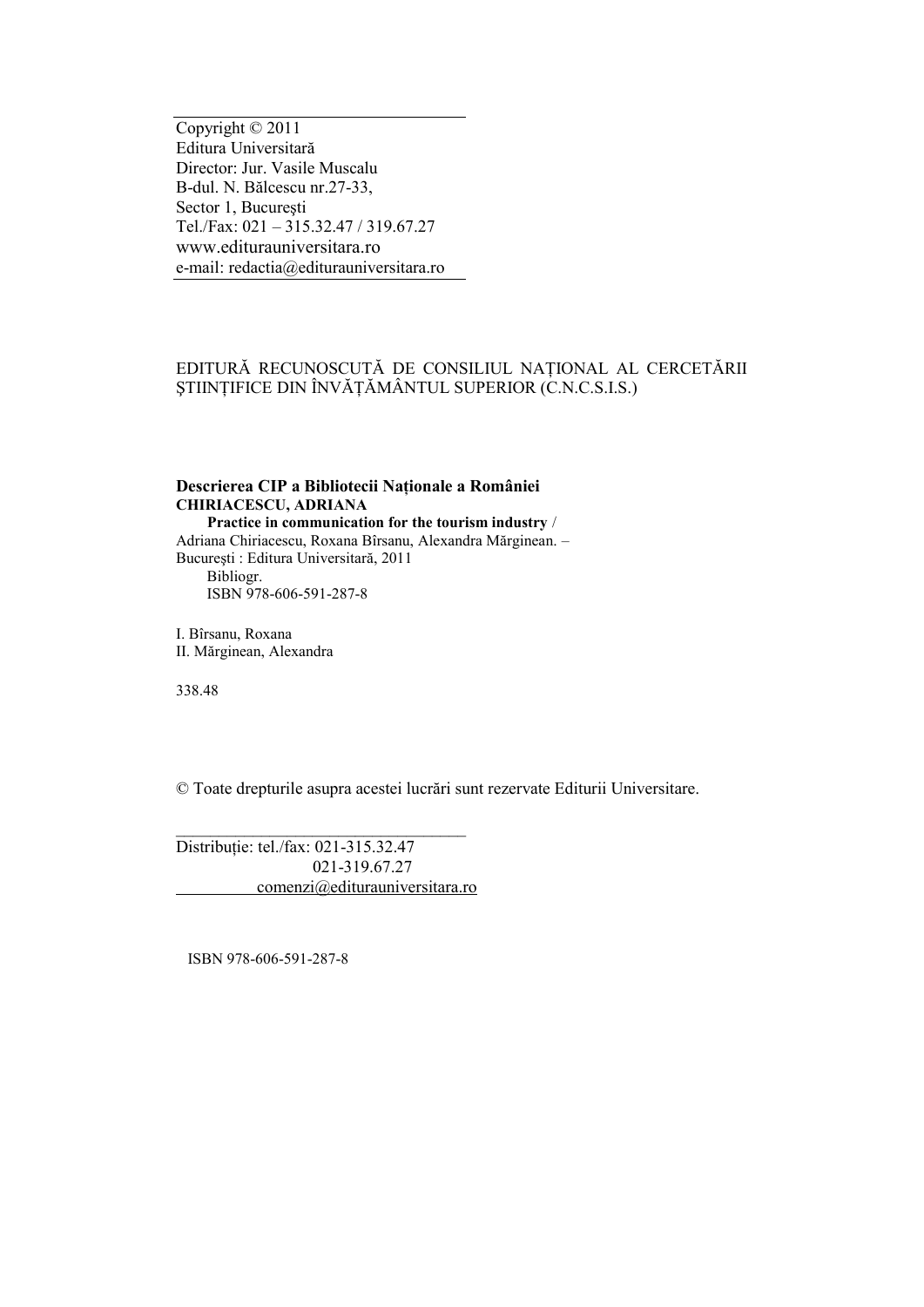Copyright © 2011
Editura Universitară
Director: Jur. Vasile Muscalu
B-dul. N. Bălcescu nr.27-33,
Sector 1, Bucureşti
Tel./Fax: 021 – 315.32.47 / 319.67.27
www.editurauniversitara.ro
e-mail: redactia@editurauniversitara.ro

EDITURĂ RECUNOSCUTĂ DE CONSILIUL NAŢIONAL AL CERCETĂRII ŞTIINŢIFICE DIN ÎNVĂŢĂMÂNTUL SUPERIOR (C.N.C.S.I.S.)

**Descrierea CIP a Bibliotecii Naţionale a României**
**CHIRIACESCU, ADRIANA**
**Practice in communication for the tourism industry** /
Adriana Chiriacescu, Roxana Bîrsanu, Alexandra Mărginean. –
Bucureşti : Editura Universitară, 2011
Bibliogr.
ISBN 978-606-591-287-8

I. Bîrsanu, Roxana
II. Mărginean, Alexandra

338.48

© Toate drepturile asupra acestei lucrări sunt rezervate Editurii Universitare.

Distribuţie: tel./fax: 021-315.32.47
021-319.67.27
comenzi@editurauniversitara.ro

ISBN 978-606-591-287-8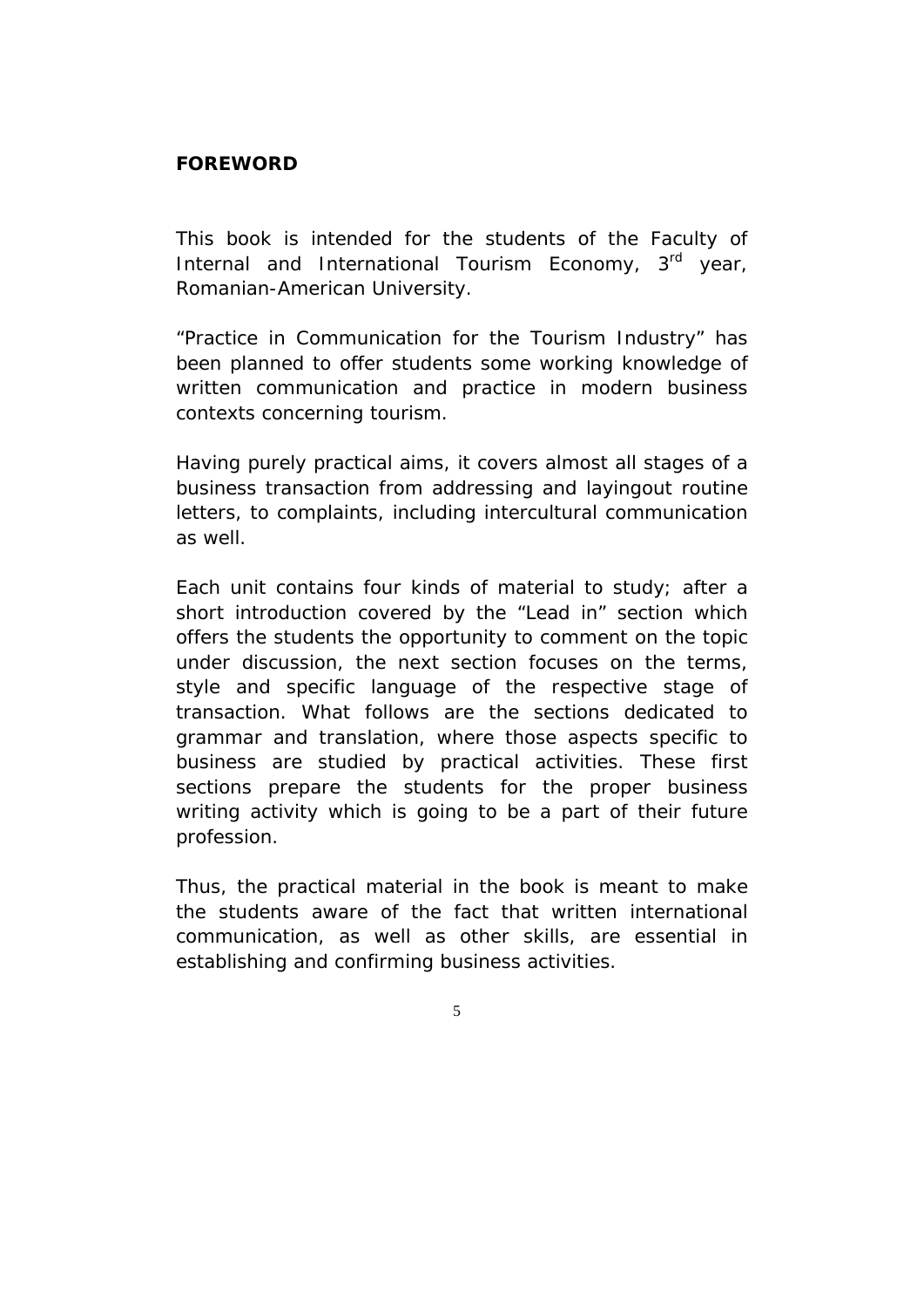## FOREWORD

This book is intended for the students of the Faculty of Internal and International Tourism Economy, 3rd year, Romanian-American University.

"Practice in Communication for the Tourism Industry" has been planned to offer students some working knowledge of written communication and practice in modern business contexts concerning tourism.

Having purely practical aims, it covers almost all stages of a business transaction from addressing and layingout routine letters, to complaints, including intercultural communication as well.

Each unit contains four kinds of material to study; after a short introduction covered by the "Lead in" section which offers the students the opportunity to comment on the topic under discussion, the next section focuses on the terms, style and specific language of the respective stage of transaction. What follows are the sections dedicated to grammar and translation, where those aspects specific to business are studied by practical activities. These first sections prepare the students for the proper business writing activity which is going to be a part of their future profession.

Thus, the practical material in the book is meant to make the students aware of the fact that written international communication, as well as other skills, are essential in establishing and confirming business activities.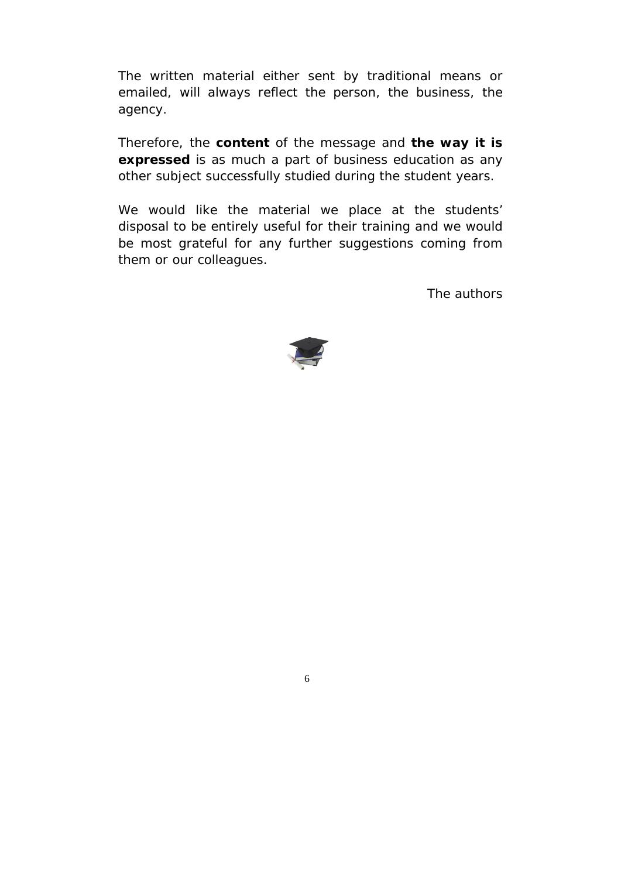The written material either sent by traditional means or emailed, will always reflect the person, the business, the agency.

Therefore, the **content** of the message and **the way it is expressed** is as much a part of business education as any other subject successfully studied during the student years.

We would like the material we place at the students' disposal to be entirely useful for their training and we would be most grateful for any further suggestions coming from them or our colleagues.

The authors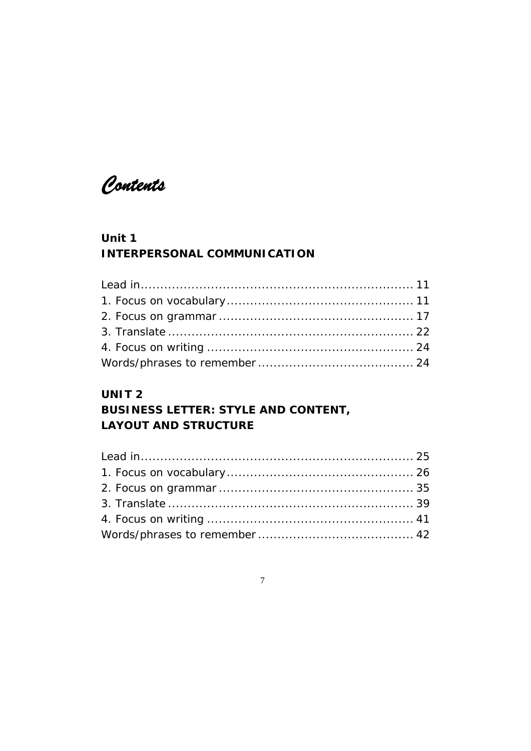# Contents

## Unit 1
## INTERPERSONAL COMMUNICATION

Lead in ..................................................................... 11
1. Focus on vocabulary ............................................... 11
2. Focus on grammar ................................................. 17
3. Translate .............................................................. 22
4. Focus on writing .................................................... 24
Words/phrases to remember ....................................... 24

## UNIT 2
## BUSINESS LETTER: STYLE AND CONTENT, LAYOUT AND STRUCTURE

Lead in ..................................................................... 25
1. Focus on vocabulary ............................................... 26
2. Focus on grammar ................................................. 35
3. Translate .............................................................. 39
4. Focus on writing .................................................... 41
Words/phrases to remember ....................................... 42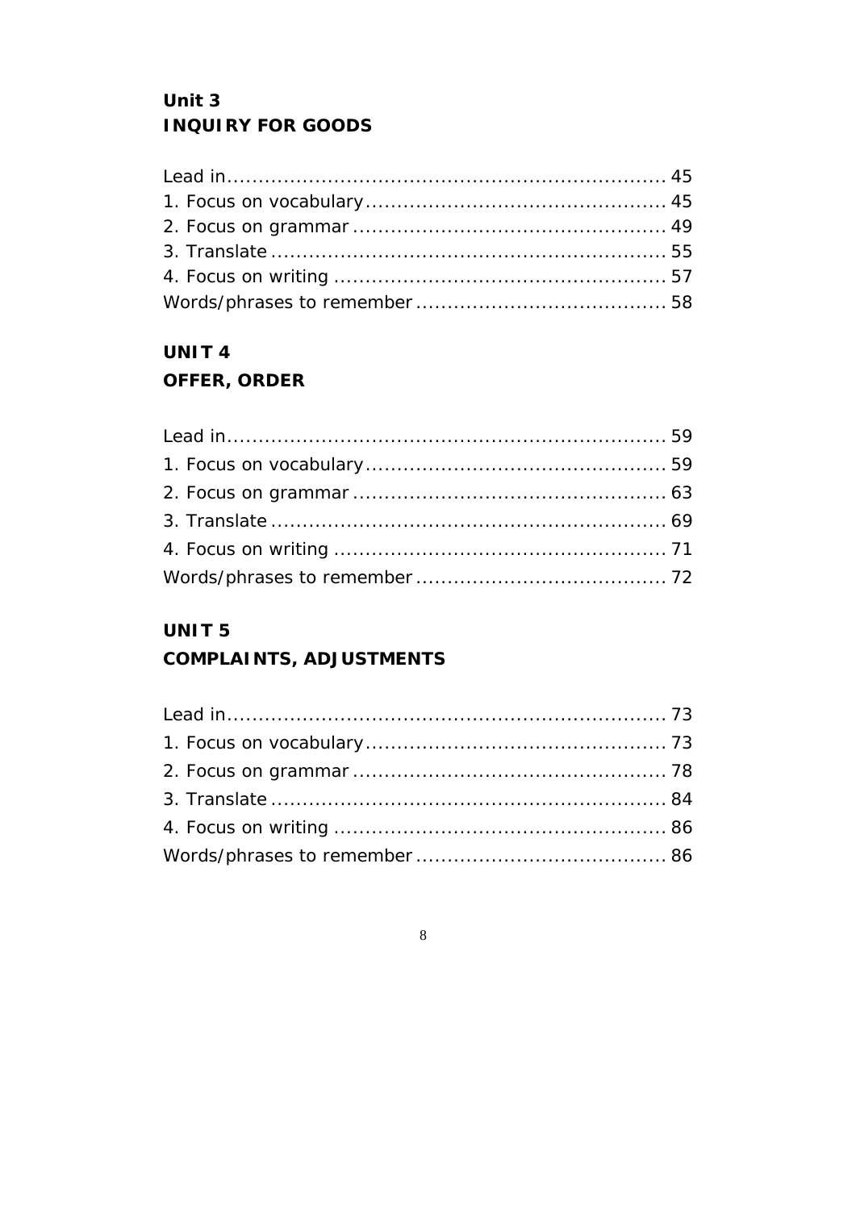## Unit 3
## INQUIRY FOR GOODS

Lead in ..................................................................... 45
1. Focus on vocabulary ................................................ 45
2. Focus on grammar .................................................. 49
3. Translate ............................................................... 55
4. Focus on writing ..................................................... 57
Words/phrases to remember ........................................ 58

## UNIT 4
## OFFER, ORDER

Lead in ..................................................................... 59
1. Focus on vocabulary ................................................ 59
2. Focus on grammar .................................................. 63
3. Translate ............................................................... 69
4. Focus on writing ..................................................... 71
Words/phrases to remember ........................................ 72

## UNIT 5
## COMPLAINTS, ADJUSTMENTS

Lead in ..................................................................... 73
1. Focus on vocabulary ................................................ 73
2. Focus on grammar .................................................. 78
3. Translate ............................................................... 84
4. Focus on writing ..................................................... 86
Words/phrases to remember ........................................ 86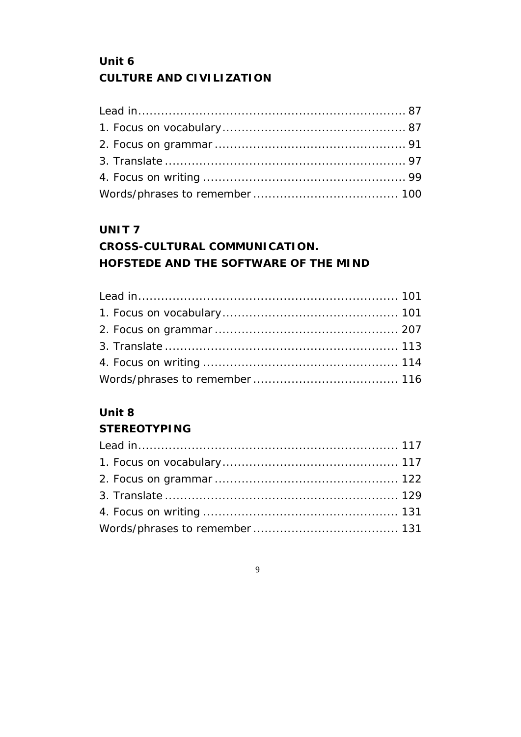**Unit 6**
**CULTURE AND CIVILIZATION**

Lead in.................................................................... 87
1. Focus on vocabulary............................................... 87
2. Focus on grammar ................................................. 91
3. Translate .............................................................. 97
4. Focus on writing .................................................... 99
Words/phrases to remember ..................................... 100

**UNIT 7**
**CROSS-CULTURAL COMMUNICATION.**
**HOFSTEDE AND THE SOFTWARE OF THE MIND**

Lead in.................................................................. 101
1. Focus on vocabulary............................................. 101
2. Focus on grammar ............................................... 207
3. Translate ............................................................ 113
4. Focus on writing .................................................. 114
Words/phrases to remember ..................................... 116

**Unit 8**
**STEREOTYPING**

Lead in.................................................................. 117
1. Focus on vocabulary............................................. 117
2. Focus on grammar ............................................... 122
3. Translate ............................................................ 129
4. Focus on writing .................................................. 131
Words/phrases to remember ..................................... 131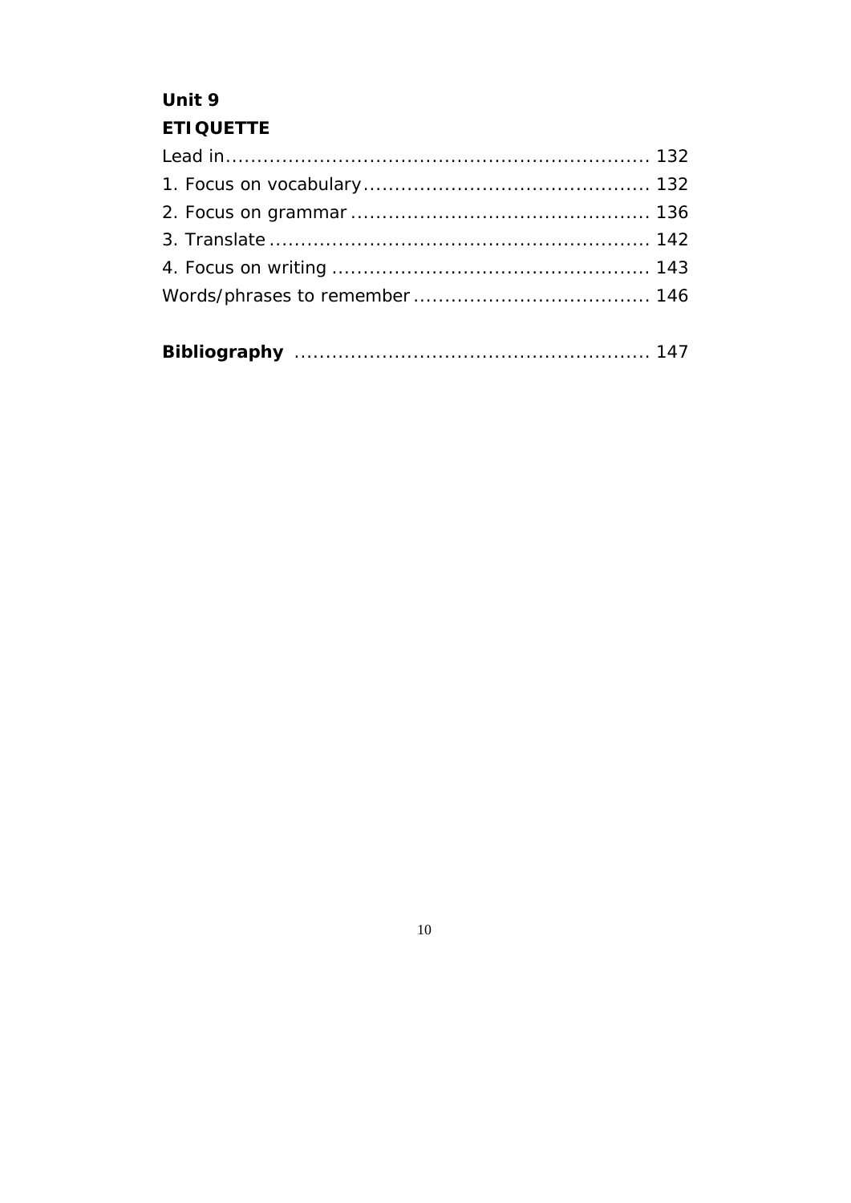**Unit 9**

**ETIQUETTE**

Lead in .................................................................. 132

1. Focus on vocabulary ............................................ 132

2. Focus on grammar ............................................... 136

3. Translate ............................................................ 142

4. Focus on writing .................................................. 143

Words/phrases to remember ..................................... 146

**Bibliography** ........................................................ 147